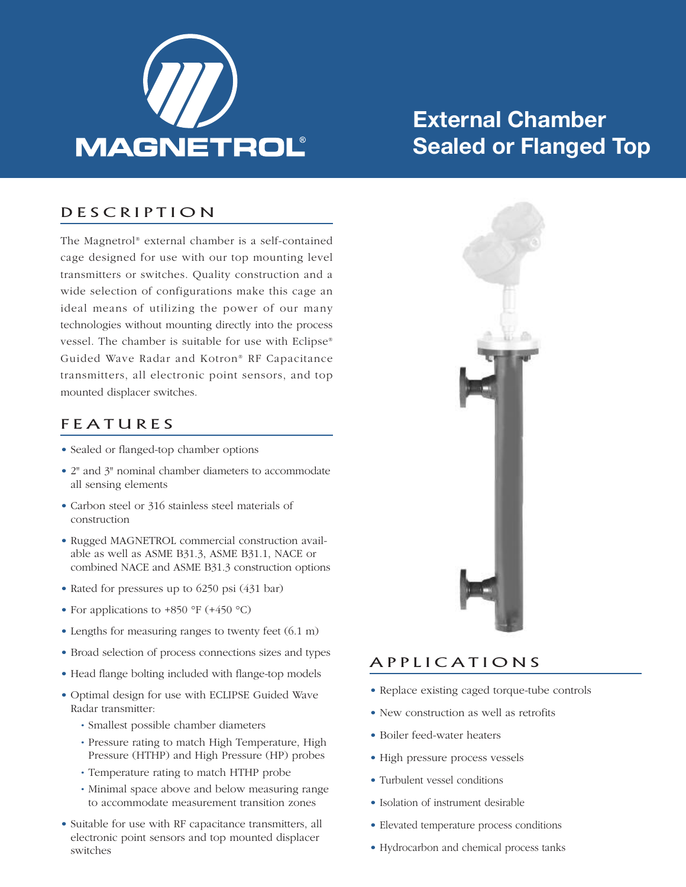MAGNETROL®

# External Chamber Sealed or Flanged Top

## DESCRIPTION

The Magnetrol® external chamber is a self-contained cage designed for use with our top mounting level transmitters or switches. Quality construction and a wide selection of configurations make this cage an ideal means of utilizing the power of our many technologies without mounting directly into the process vessel. The chamber is suitable for use with Eclipse® Guided Wave Radar and Kotron® RF Capacitance transmitters, all electronic point sensors, and top mounted displacer switches.

## FEATURES

- Sealed or flanged-top chamber options
- 2" and 3" nominal chamber diameters to accommodate all sensing elements
- Carbon steel or 316 stainless steel materials of construction
- Rugged MAGNETROL commercial construction available as well as ASME B31.3, ASME B31.1, NACE or combined NACE and ASME B31.3 construction options
- Rated for pressures up to 6250 psi (431 bar)
- For applications to +850 °F (+450 °C)
- Lengths for measuring ranges to twenty feet (6.1 m)
- Broad selection of process connections sizes and types
- Head flange bolting included with flange-top models
- Optimal design for use with ECLIPSE Guided Wave Radar transmitter:
  - Smallest possible chamber diameters
  - Pressure rating to match High Temperature, High Pressure (HTHP) and High Pressure (HP) probes
  - Temperature rating to match HTHP probe
  - Minimal space above and below measuring range to accommodate measurement transition zones
- Suitable for use with RF capacitance transmitters, all electronic point sensors and top mounted displacer switches

## APPLICATIONS

- Replace existing caged torque-tube controls
- New construction as well as retrofits
- Boiler feed-water heaters
- High pressure process vessels
- Turbulent vessel conditions
- Isolation of instrument desirable
- Elevated temperature process conditions
- Hydrocarbon and chemical process tanks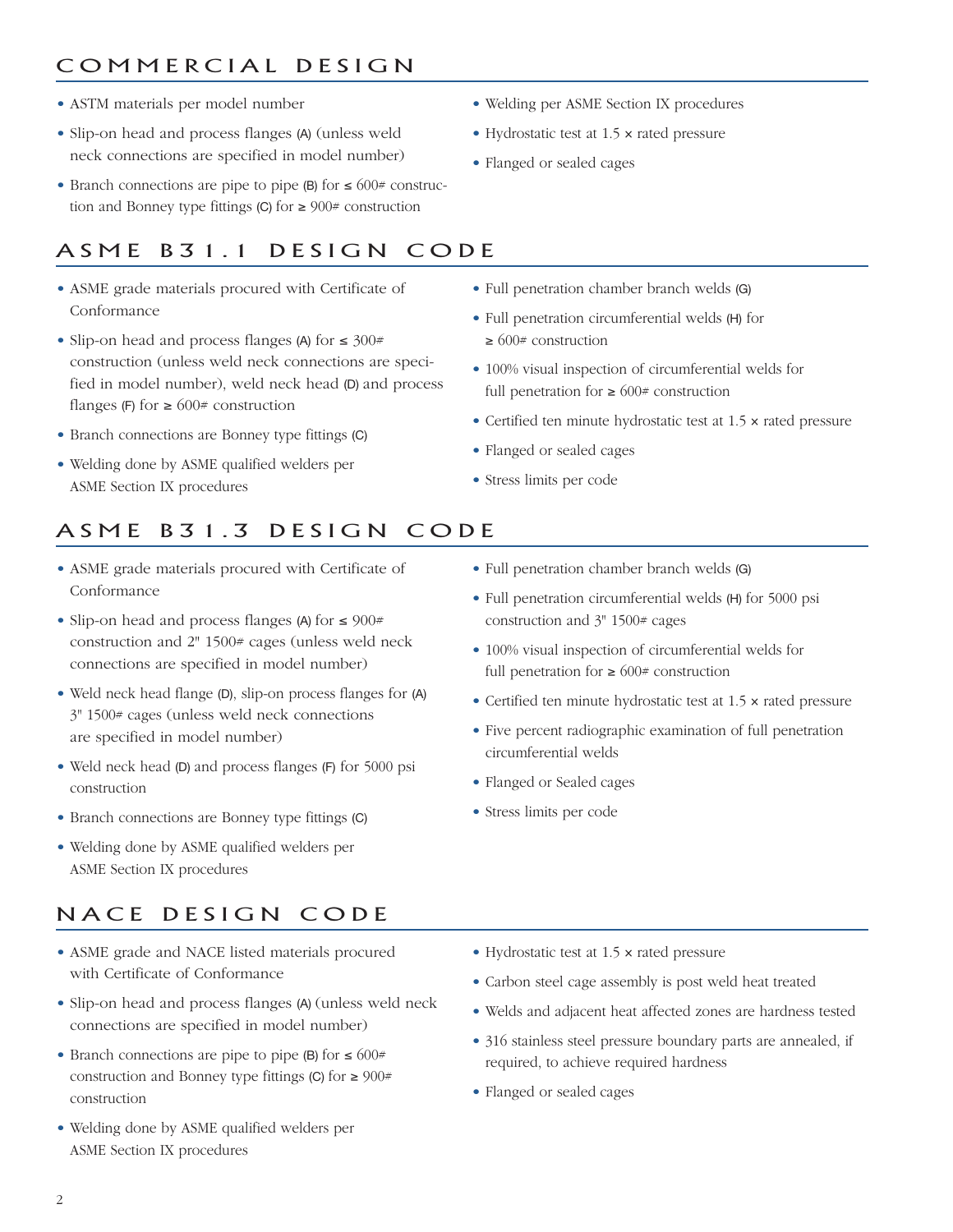## COMMERCIAL DESIGN

- ASTM materials per model number
- Slip-on head and process flanges (A) (unless weld neck connections are specified in model number)
- Branch connections are pipe to pipe (B) for ≤ 600# construction and Bonney type fittings (C) for ≥ 900# construction
- Welding per ASME Section IX procedures
- Hydrostatic test at 1.5 × rated pressure
- Flanged or sealed cages

## ASME B31.1 DESIGN CODE

- ASME grade materials procured with Certificate of Conformance
- Slip-on head and process flanges (A) for ≤ 300# construction (unless weld neck connections are specified in model number), weld neck head (D) and process flanges (F) for ≥ 600# construction
- Branch connections are Bonney type fittings (C)
- Welding done by ASME qualified welders per ASME Section IX procedures
- Full penetration chamber branch welds (G)
- Full penetration circumferential welds (H) for ≥ 600# construction
- 100% visual inspection of circumferential welds for full penetration for ≥ 600# construction
- Certified ten minute hydrostatic test at 1.5 × rated pressure
- Flanged or sealed cages
- Stress limits per code

## ASME B31.3 DESIGN CODE

- ASME grade materials procured with Certificate of Conformance
- Slip-on head and process flanges (A) for ≤ 900# construction and 2" 1500# cages (unless weld neck connections are specified in model number)
- Weld neck head flange (D), slip-on process flanges for (A) 3" 1500# cages (unless weld neck connections are specified in model number)
- Weld neck head (D) and process flanges (F) for 5000 psi construction
- Branch connections are Bonney type fittings (C)
- Welding done by ASME qualified welders per ASME Section IX procedures
- Full penetration chamber branch welds (G)
- Full penetration circumferential welds (H) for 5000 psi construction and 3" 1500# cages
- 100% visual inspection of circumferential welds for full penetration for ≥ 600# construction
- Certified ten minute hydrostatic test at 1.5 × rated pressure
- Five percent radiographic examination of full penetration circumferential welds
- Flanged or Sealed cages
- Stress limits per code

## NACE DESIGN CODE

- ASME grade and NACE listed materials procured with Certificate of Conformance
- Slip-on head and process flanges (A) (unless weld neck connections are specified in model number)
- Branch connections are pipe to pipe (B) for ≤ 600# construction and Bonney type fittings (C) for ≥ 900# construction
- Welding done by ASME qualified welders per ASME Section IX procedures
- Hydrostatic test at 1.5 × rated pressure
- Carbon steel cage assembly is post weld heat treated
- Welds and adjacent heat affected zones are hardness tested
- 316 stainless steel pressure boundary parts are annealed, if required, to achieve required hardness
- Flanged or sealed cages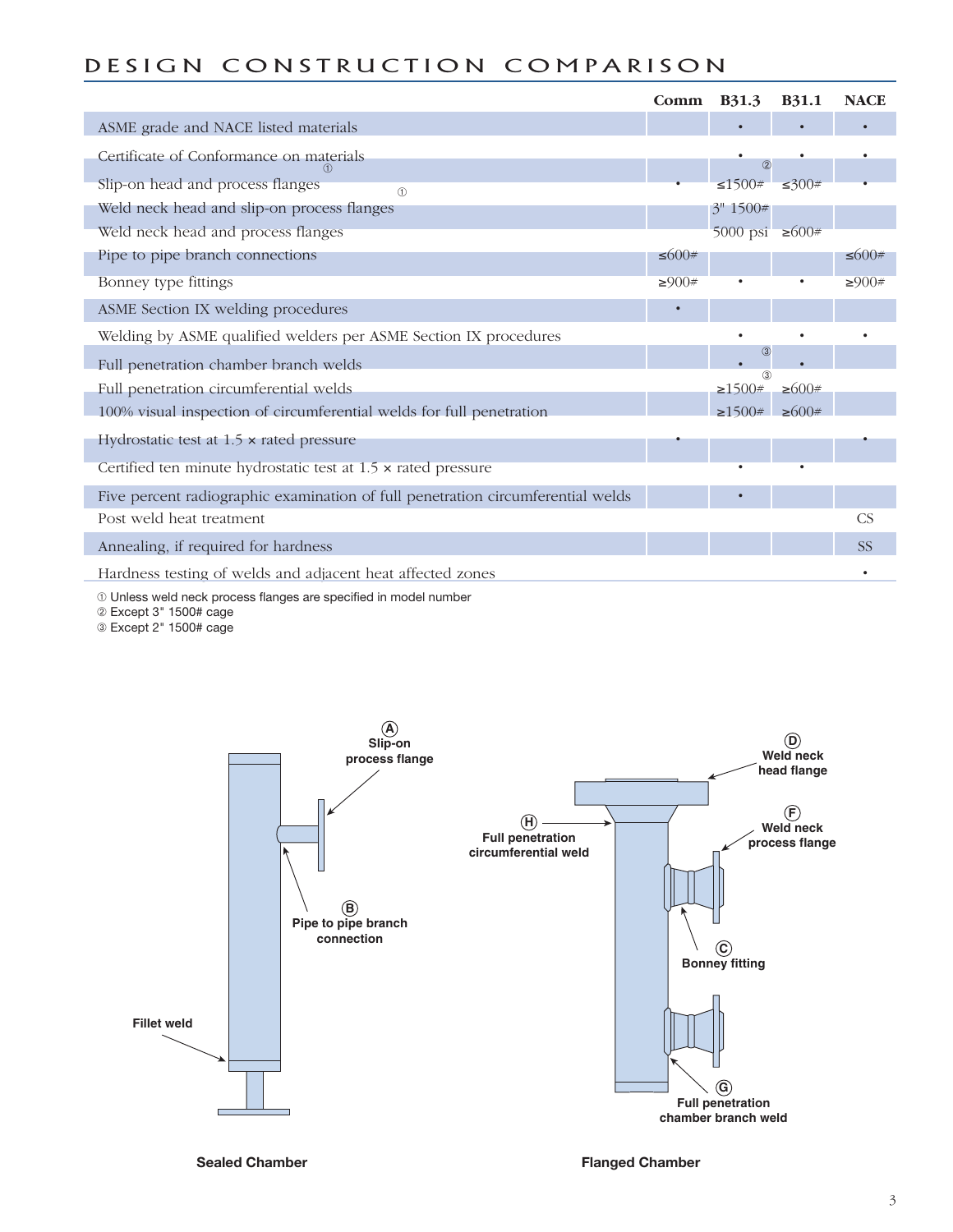# DESIGN CONSTRUCTION COMPARISON

| | Comm | B31.3 | B31.1 | NACE |
|---|---|---|---|---|
| ASME grade and NACE listed materials | | • | • | • |
| Certificate of Conformance on materials | | • | • | • |
| Slip-on head and process flanges ① | • | ≤1500# ② | ≤300# ① | • |
| Weld neck head and slip-on process flanges | | 3" 1500# | | |
| Weld neck head and process flanges | | 5000 psi | ≥600# | |
| Pipe to pipe branch connections | ≤600# | | | ≤600# |
| Bonney type fittings | ≥900# | • | • | ≥900# |
| ASME Section IX welding procedures | • | | | |
| Welding by ASME qualified welders per ASME Section IX procedures | | • | • | • |
| Full penetration chamber branch welds | | • ③ | • | |
| Full penetration circumferential welds | | ≥1500# ③ | ≥600# | |
| 100% visual inspection of circumferential welds for full penetration | | ≥1500# | ≥600# | |
| Hydrostatic test at 1.5 × rated pressure | • | | | • |
| Certified ten minute hydrostatic test at 1.5 × rated pressure | | • | • | |
| Five percent radiographic examination of full penetration circumferential welds | | • | | |
| Post weld heat treatment | | | | CS |
| Annealing, if required for hardness | | | | SS |
| Hardness testing of welds and adjacent heat affected zones | | | | • |

① Unless weld neck process flanges are specified in model number
② Except 3" 1500# cage
③ Except 2" 1500# cage

A Slip-on process flange

B Pipe to pipe branch connection

Fillet weld

Sealed Chamber

D Weld neck head flange

H Full penetration circumferential weld

F Weld neck process flange

C Bonney fitting

G Full penetration chamber branch weld

Flanged Chamber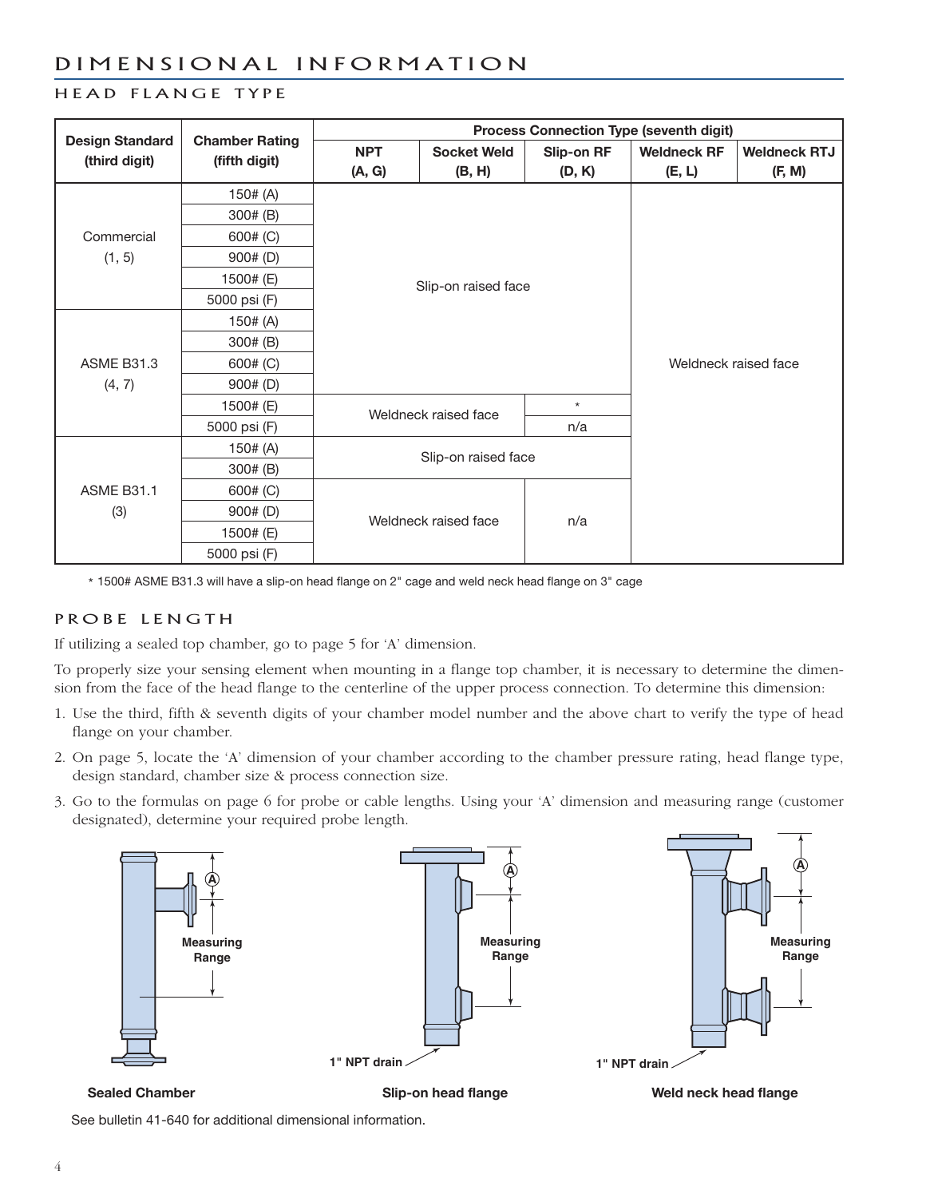# DIMENSIONAL INFORMATION

## HEAD FLANGE TYPE

| Design Standard (third digit) | Chamber Rating (fifth digit) | Process Connection Type (seventh digit) | | | | |
|---|---|---|---|---|---|---|
| | | NPT (A, G) | Socket Weld (B, H) | Slip-on RF (D, K) | Weldneck RF (E, L) | Weldneck RTJ (F, M) |
| Commercial (1, 5) | 150# (A) | Slip-on raised face | | | Weldneck raised face | |
| | 300# (B) | Slip-on raised face | | | Weldneck raised face | |
| | 600# (C) | Slip-on raised face | | | Weldneck raised face | |
| | 900# (D) | Slip-on raised face | | | Weldneck raised face | |
| | 1500# (E) | Slip-on raised face | | | Weldneck raised face | |
| | 5000 psi (F) | Slip-on raised face | | | Weldneck raised face | |
| ASME B31.3 (4, 7) | 150# (A) | Slip-on raised face | | | Weldneck raised face | |
| | 300# (B) | Slip-on raised face | | | Weldneck raised face | |
| | 600# (C) | Slip-on raised face | | | Weldneck raised face | |
| | 900# (D) | Slip-on raised face | | | Weldneck raised face | |
| | 1500# (E) | Weldneck raised face | | * | Weldneck raised face | |
| | 5000 psi (F) | Weldneck raised face | | n/a | Weldneck raised face | |
| ASME B31.1 (3) | 150# (A) | Slip-on raised face | | | Weldneck raised face | |
| | 300# (B) | Slip-on raised face | | | Weldneck raised face | |
| | 600# (C) | Weldneck raised face | | n/a | Weldneck raised face | |
| | 900# (D) | Weldneck raised face | | n/a | Weldneck raised face | |
| | 1500# (E) | Weldneck raised face | | n/a | Weldneck raised face | |
| | 5000 psi (F) | Weldneck raised face | | n/a | Weldneck raised face | |

* 1500# ASME B31.3 will have a slip-on head flange on 2" cage and weld neck head flange on 3" cage

## PROBE LENGTH

If utilizing a sealed top chamber, go to page 5 for 'A' dimension.

To properly size your sensing element when mounting in a flange top chamber, it is necessary to determine the dimension from the face of the head flange to the centerline of the upper process connection. To determine this dimension:

1. Use the third, fifth & seventh digits of your chamber model number and the above chart to verify the type of head flange on your chamber.
2. On page 5, locate the 'A' dimension of your chamber according to the chamber pressure rating, head flange type, design standard, chamber size & process connection size.
3. Go to the formulas on page 6 for probe or cable lengths. Using your 'A' dimension and measuring range (customer designated), determine your required probe length.

A — Measuring Range — 1" NPT drain

**Sealed Chamber** — **Slip-on head flange** — **Weld neck head flange**

See bulletin 41-640 for additional dimensional information.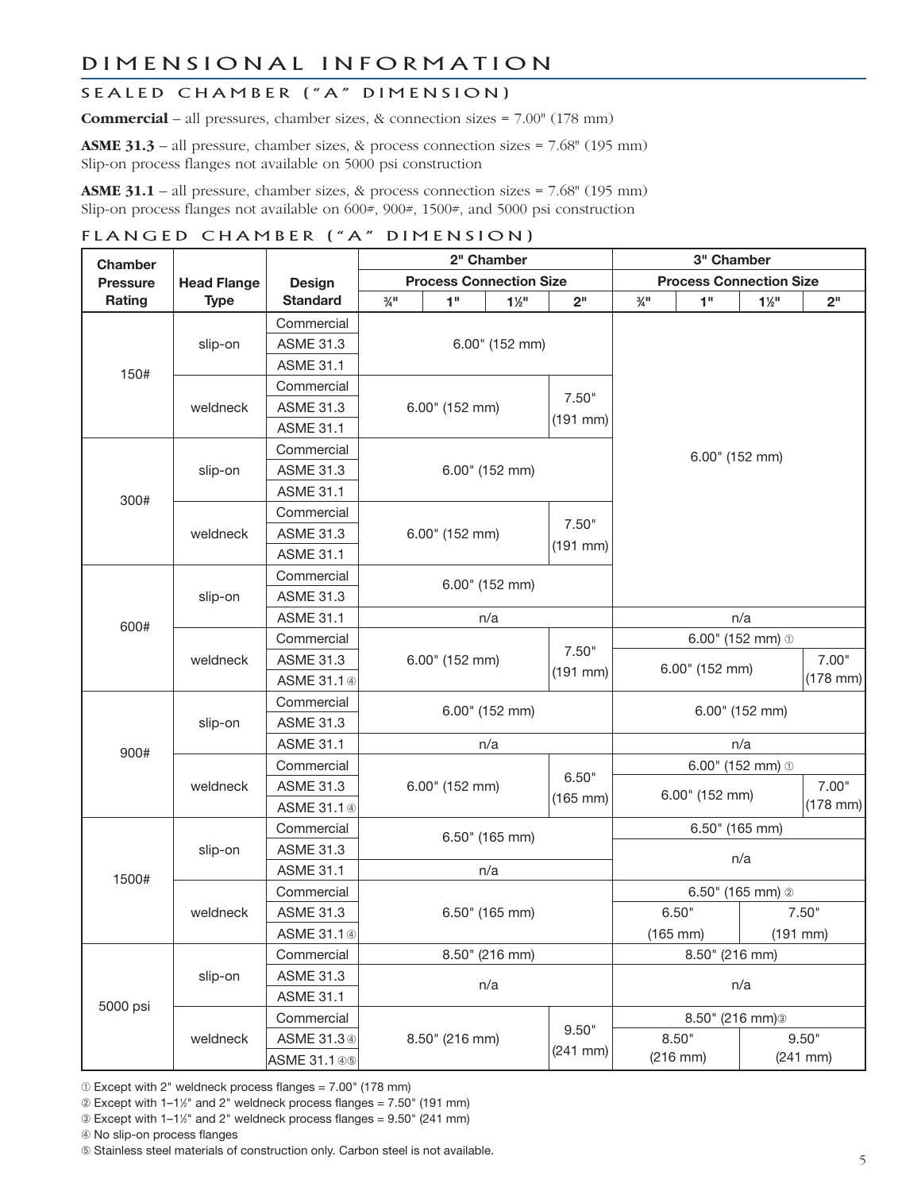# DIMENSIONAL INFORMATION

## SEALED CHAMBER ("A" DIMENSION)

**Commercial** – all pressures, chamber sizes, & connection sizes = 7.00" (178 mm)

**ASME 31.3** – all pressure, chamber sizes, & process connection sizes = 7.68" (195 mm)
Slip-on process flanges not available on 5000 psi construction

**ASME 31.1** – all pressure, chamber sizes, & process connection sizes = 7.68" (195 mm)
Slip-on process flanges not available on 600#, 900#, 1500#, and 5000 psi construction

## FLANGED CHAMBER ("A" DIMENSION)

| Chamber Pressure Rating | Head Flange Type | Design Standard | 2" Chamber Process Connection Size ¾" | 2" Chamber 1" | 2" Chamber 1½" | 2" Chamber 2" | 3" Chamber Process Connection Size ¾" | 3" Chamber 1" | 3" Chamber 1½" | 3" Chamber 2" |
|---|---|---|---|---|---|---|---|---|---|---|
| 150# | slip-on | Commercial | 6.00" (152 mm) | | | | 6.00" (152 mm) | | | |
| | | ASME 31.3 | 6.00" (152 mm) | | | | 6.00" (152 mm) | | | |
| | | ASME 31.1 | 6.00" (152 mm) | | | | 6.00" (152 mm) | | | |
| | weldneck | Commercial | 6.00" (152 mm) | | | 7.50" (191 mm) | 6.00" (152 mm) | | | |
| | | ASME 31.3 | 6.00" (152 mm) | | | 7.50" (191 mm) | 6.00" (152 mm) | | | |
| | | ASME 31.1 | 6.00" (152 mm) | | | 7.50" (191 mm) | 6.00" (152 mm) | | | |
| 300# | slip-on | Commercial | 6.00" (152 mm) | | | | 6.00" (152 mm) | | | |
| | | ASME 31.3 | 6.00" (152 mm) | | | | 6.00" (152 mm) | | | |
| | | ASME 31.1 | 6.00" (152 mm) | | | | 6.00" (152 mm) | | | |
| | weldneck | Commercial | 6.00" (152 mm) | | | 7.50" (191 mm) | 6.00" (152 mm) | | | |
| | | ASME 31.3 | 6.00" (152 mm) | | | 7.50" (191 mm) | 6.00" (152 mm) | | | |
| | | ASME 31.1 | 6.00" (152 mm) | | | 7.50" (191 mm) | 6.00" (152 mm) | | | |
| 600# | slip-on | Commercial | 6.00" (152 mm) | | | | 6.00" (152 mm) | | | |
| | | ASME 31.3 | 6.00" (152 mm) | | | | 6.00" (152 mm) | | | |
| | | ASME 31.1 | n/a | | | | n/a | | | |
| | weldneck | Commercial | 6.00" (152 mm) | | | 7.50" (191 mm) | 6.00" (152 mm) ① | | | |
| | | ASME 31.3 | 6.00" (152 mm) | | | 7.50" (191 mm) | 6.00" (152 mm) | | | 7.00" (178 mm) |
| | | ASME 31.1 ④ | 6.00" (152 mm) | | | 7.50" (191 mm) | 6.00" (152 mm) | | | 7.00" (178 mm) |
| 900# | slip-on | Commercial | 6.00" (152 mm) | | | | 6.00" (152 mm) | | | |
| | | ASME 31.3 | 6.00" (152 mm) | | | | 6.00" (152 mm) | | | |
| | | ASME 31.1 | n/a | | | | n/a | | | |
| | weldneck | Commercial | 6.00" (152 mm) | | | 6.50" (165 mm) | 6.00" (152 mm) ① | | | |
| | | ASME 31.3 | 6.00" (152 mm) | | | 6.50" (165 mm) | 6.00" (152 mm) | | | 7.00" (178 mm) |
| | | ASME 31.1 ④ | 6.00" (152 mm) | | | 6.50" (165 mm) | 6.00" (152 mm) | | | 7.00" (178 mm) |
| 1500# | slip-on | Commercial | 6.50" (165 mm) | | | | 6.50" (165 mm) | | | |
| | | ASME 31.3 | 6.50" (165 mm) | | | | n/a | | | |
| | | ASME 31.1 | n/a | | | | n/a | | | |
| | weldneck | Commercial | 6.50" (165 mm) | | | | 6.50" (165 mm) ② | | | |
| | | ASME 31.3 | 6.50" (165 mm) | | | | 6.50" (165 mm) | | 7.50" (191 mm) | |
| | | ASME 31.1 ④ | 6.50" (165 mm) | | | | 6.50" (165 mm) | | 7.50" (191 mm) | |
| 5000 psi | slip-on | Commercial | 8.50" (216 mm) | | | | 8.50" (216 mm) | | | |
| | | ASME 31.3 | n/a | | | | n/a | | | |
| | | ASME 31.1 | n/a | | | | n/a | | | |
| | weldneck | Commercial | 8.50" (216 mm) | | | 9.50" (241 mm) | 8.50" (216 mm) ③ | | | |
| | | ASME 31.3 ④ | 8.50" (216 mm) | | | 9.50" (241 mm) | 8.50" (216 mm) | | 9.50" (241 mm) | |
| | | ASME 31.1 ④⑤ | 8.50" (216 mm) | | | 9.50" (241 mm) | 8.50" (216 mm) | | 9.50" (241 mm) | |

① Except with 2" weldneck process flanges = 7.00" (178 mm)

② Except with 1–1½" and 2" weldneck process flanges = 7.50" (191 mm)

③ Except with 1–1½" and 2" weldneck process flanges = 9.50" (241 mm)

④ No slip-on process flanges

⑤ Stainless steel materials of construction only. Carbon steel is not available.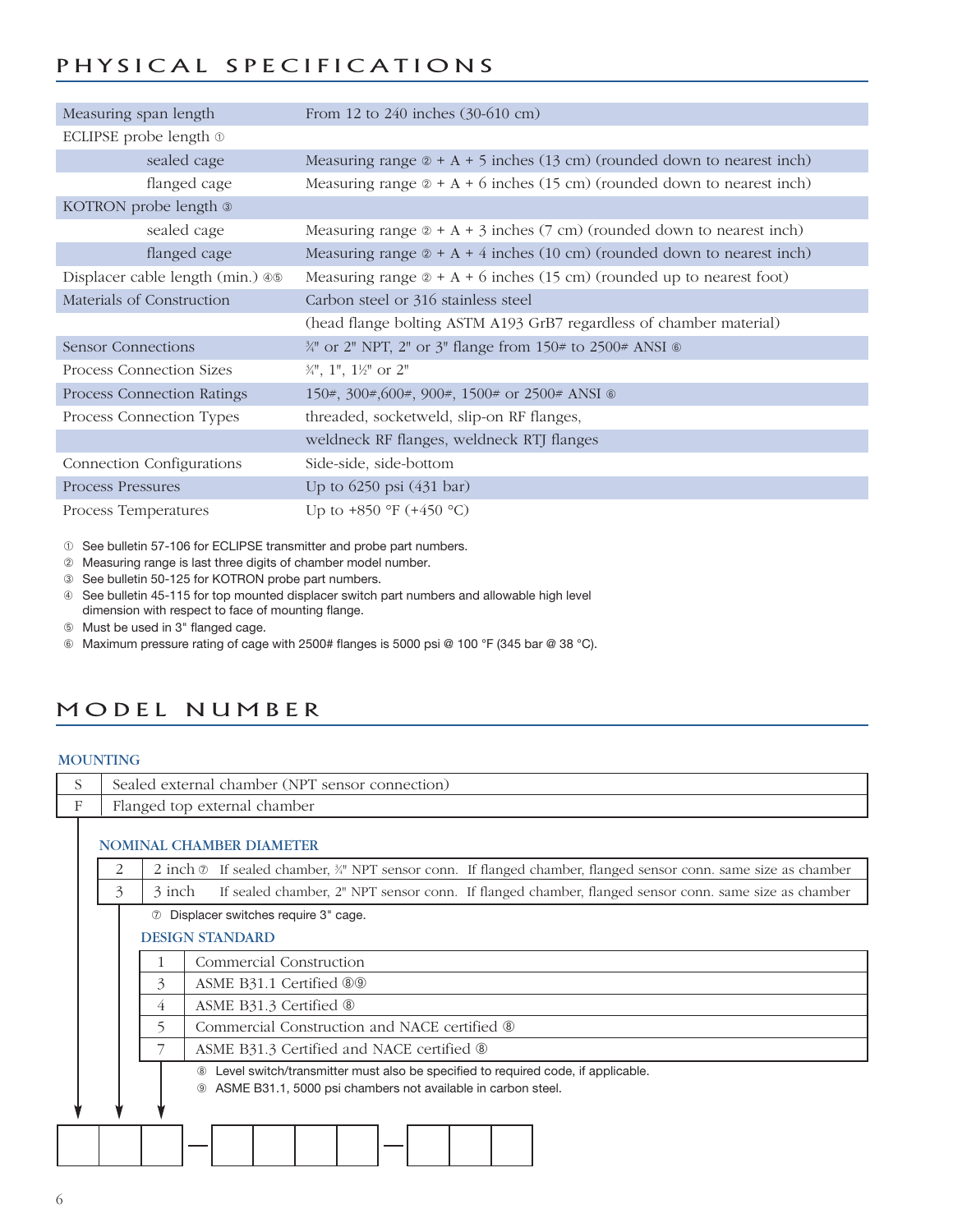## PHYSICAL SPECIFICATIONS

| | |
|---|---|
| Measuring span length | From 12 to 240 inches (30-610 cm) |
| ECLIPSE probe length ① | |
| sealed cage | Measuring range ② + A + 5 inches (13 cm) (rounded down to nearest inch) |
| flanged cage | Measuring range ② + A + 6 inches (15 cm) (rounded down to nearest inch) |
| KOTRON probe length ③ | |
| sealed cage | Measuring range ② + A + 3 inches (7 cm) (rounded down to nearest inch) |
| flanged cage | Measuring range ② + A + 4 inches (10 cm) (rounded down to nearest inch) |
| Displacer cable length (min.) ④⑤ | Measuring range ② + A + 6 inches (15 cm) (rounded up to nearest foot) |
| Materials of Construction | Carbon steel or 316 stainless steel |
| | (head flange bolting ASTM A193 GrB7 regardless of chamber material) |
| Sensor Connections | ¾" or 2" NPT, 2" or 3" flange from 150# to 2500# ANSI ⑥ |
| Process Connection Sizes | ¾", 1", 1½" or 2" |
| Process Connection Ratings | 150#, 300#,600#, 900#, 1500# or 2500# ANSI ⑥ |
| Process Connection Types | threaded, socketweld, slip-on RF flanges, |
| | weldneck RF flanges, weldneck RTJ flanges |
| Connection Configurations | Side-side, side-bottom |
| Process Pressures | Up to 6250 psi (431 bar) |
| Process Temperatures | Up to +850 °F (+450 °C) |

① See bulletin 57-106 for ECLIPSE transmitter and probe part numbers.
② Measuring range is last three digits of chamber model number.
③ See bulletin 50-125 for KOTRON probe part numbers.
④ See bulletin 45-115 for top mounted displacer switch part numbers and allowable high level dimension with respect to face of mounting flange.
⑤ Must be used in 3" flanged cage.
⑥ Maximum pressure rating of cage with 2500# flanges is 5000 psi @ 100 °F (345 bar @ 38 °C).

## MODEL NUMBER

### MOUNTING

| | |
|---|---|
| S | Sealed external chamber (NPT sensor connection) |
| F | Flanged top external chamber |

### NOMINAL CHAMBER DIAMETER

| | |
|---|---|
| 2 | 2 inch ⑦ If sealed chamber, ¾" NPT sensor conn. If flanged chamber, flanged sensor conn. same size as chamber |
| 3 | 3 inch If sealed chamber, 2" NPT sensor conn. If flanged chamber, flanged sensor conn. same size as chamber |

⑦ Displacer switches require 3" cage.

### DESIGN STANDARD

| | |
|---|---|
| 1 | Commercial Construction |
| 3 | ASME B31.1 Certified ⑧⑨ |
| 4 | ASME B31.3 Certified ⑧ |
| 5 | Commercial Construction and NACE certified ⑧ |
| 7 | ASME B31.3 Certified and NACE certified ⑧ |

⑧ Level switch/transmitter must also be specified to required code, if applicable.
⑨ ASME B31.1, 5000 psi chambers not available in carbon steel.

| | | | — | | | | | — | | | |
|---|---|---|---|---|---|---|---|---|---|---|---|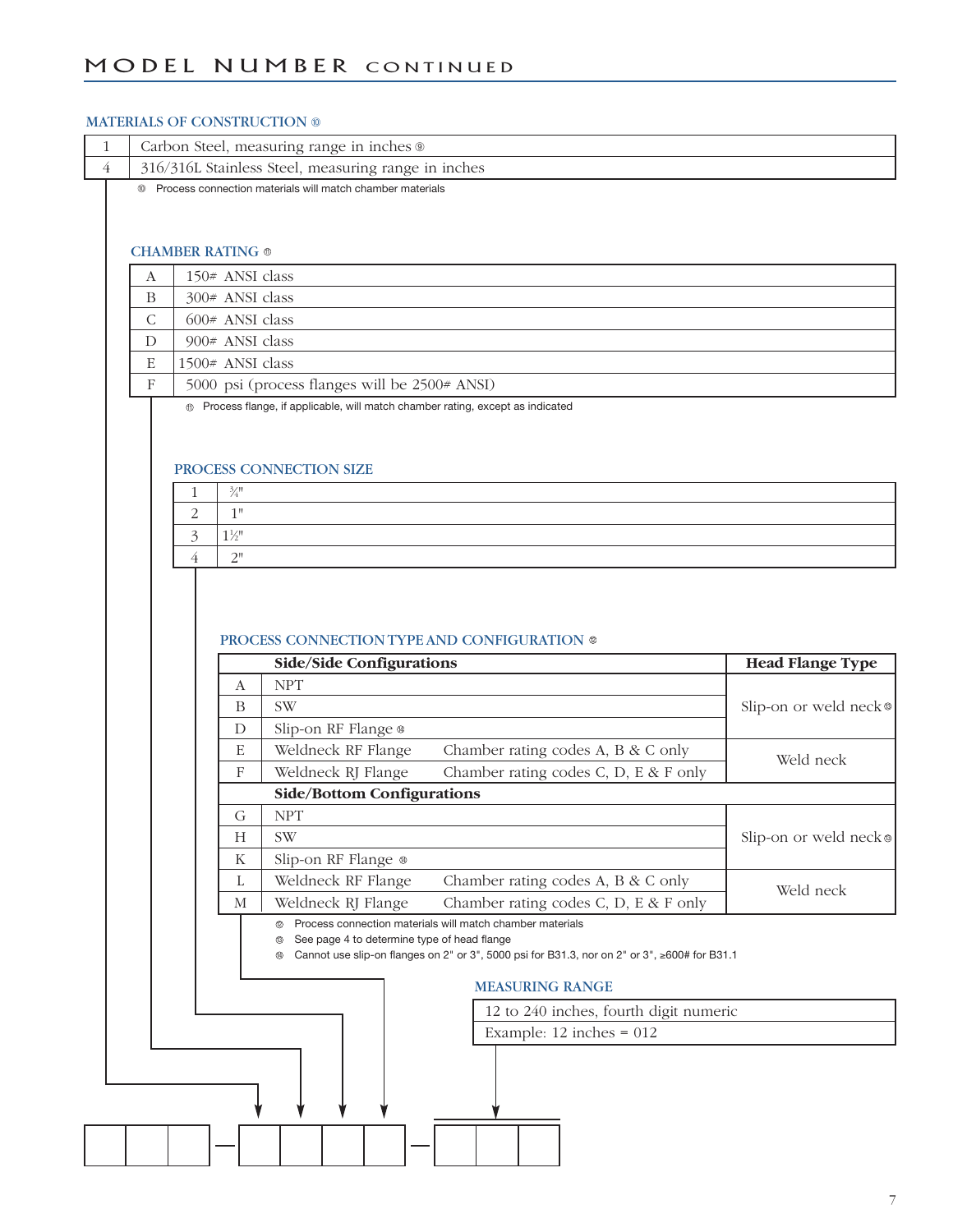# MODEL NUMBER CONTINUED

### MATERIALS OF CONSTRUCTION [10]

| | |
|---|---|
| 1 | Carbon Steel, measuring range in inches [9] |
| 4 | 316/316L Stainless Steel, measuring range in inches |

[10] Process connection materials will match chamber materials

### CHAMBER RATING [11]

| | |
|---|---|
| A | 150# ANSI class |
| B | 300# ANSI class |
| C | 600# ANSI class |
| D | 900# ANSI class |
| E | 1500# ANSI class |
| F | 5000 psi (process flanges will be 2500# ANSI) |

[11] Process flange, if applicable, will match chamber rating, except as indicated

### PROCESS CONNECTION SIZE

| | |
|---|---|
| 1 | ¾" |
| 2 | 1" |
| 3 | 1½" |
| 4 | 2" |

### PROCESS CONNECTION TYPE AND CONFIGURATION [12]

| | Side/Side Configurations | | Head Flange Type |
|---|---|---|---|
| A | NPT | | Slip-on or weld neck [13] |
| B | SW | | Slip-on or weld neck [13] |
| D | Slip-on RF Flange [14] | | Slip-on or weld neck [13] |
| E | Weldneck RF Flange | Chamber rating codes A, B & C only | Weld neck |
| F | Weldneck RJ Flange | Chamber rating codes C, D, E & F only | Weld neck |
| | **Side/Bottom Configurations** | | |
| G | NPT | | Slip-on or weld neck [13] |
| H | SW | | Slip-on or weld neck [13] |
| K | Slip-on RF Flange [14] | | Slip-on or weld neck [13] |
| L | Weldneck RF Flange | Chamber rating codes A, B & C only | Weld neck |
| M | Weldneck RJ Flange | Chamber rating codes C, D, E & F only | Weld neck |

[12] Process connection materials will match chamber materials
[13] See page 4 to determine type of head flange
[14] Cannot use slip-on flanges on 2" or 3", 5000 psi for B31.3, nor on 2" or 3", ≥600# for B31.1

### MEASURING RANGE

| |
|---|
| 12 to 240 inches, fourth digit numeric |
| Example: 12 inches = 012 |

| | | | — | | | | | — | | | |
|---|---|---|---|---|---|---|---|---|---|---|---|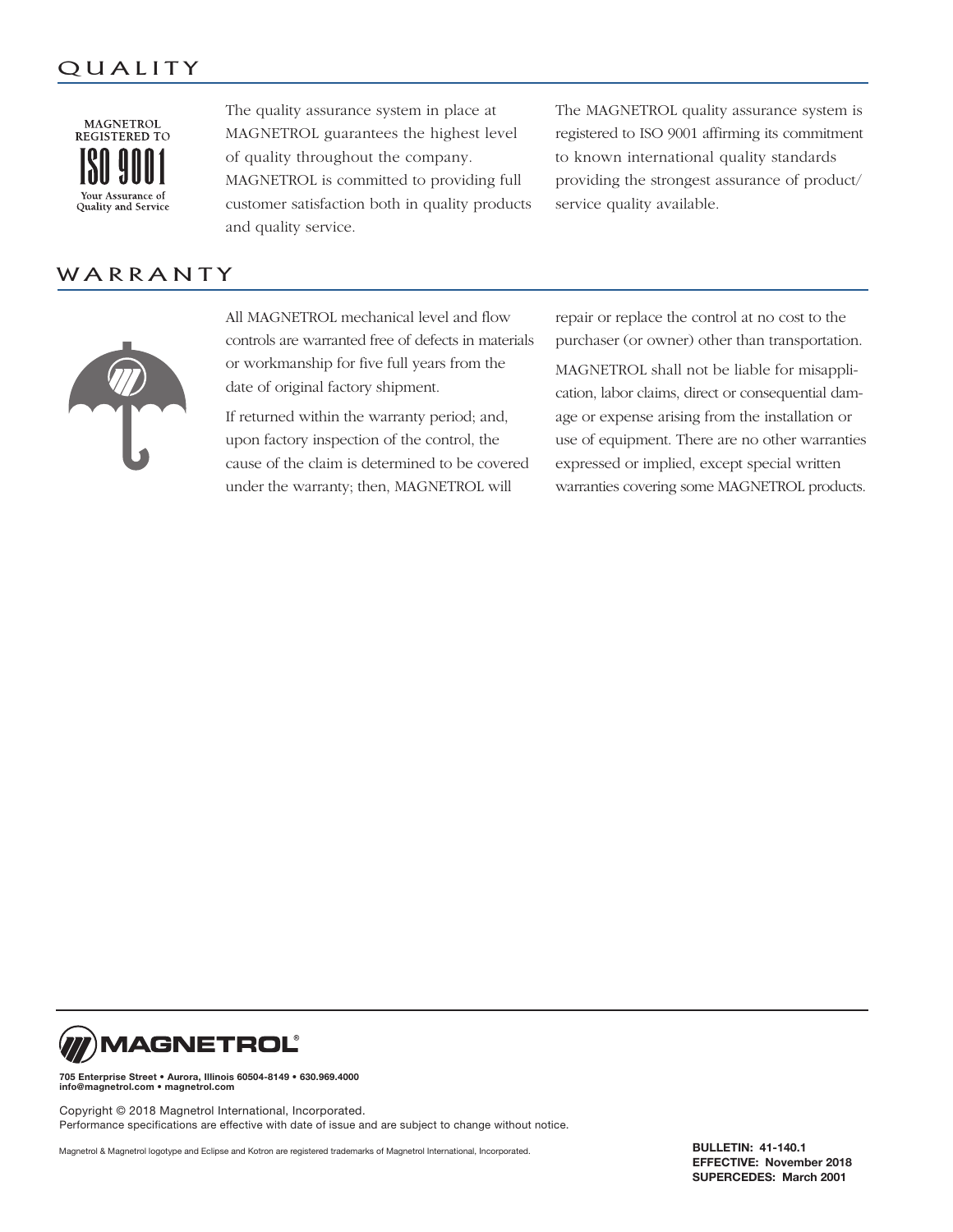## QUALITY

MAGNETROL REGISTERED TO ISO 9001 Your Assurance of Quality and Service

The quality assurance system in place at MAGNETROL guarantees the highest level of quality throughout the company. MAGNETROL is committed to providing full customer satisfaction both in quality products and quality service.

The MAGNETROL quality assurance system is registered to ISO 9001 affirming its commitment to known international quality standards providing the strongest assurance of product/ service quality available.

## WARRANTY

All MAGNETROL mechanical level and flow controls are warranted free of defects in materials or workmanship for five full years from the date of original factory shipment.

If returned within the warranty period; and, upon factory inspection of the control, the cause of the claim is determined to be covered under the warranty; then, MAGNETROL will repair or replace the control at no cost to the purchaser (or owner) other than transportation.

MAGNETROL shall not be liable for misapplication, labor claims, direct or consequential damage or expense arising from the installation or use of equipment. There are no other warranties expressed or implied, except special written warranties covering some MAGNETROL products.

MAGNETROL®

**705 Enterprise Street • Aurora, Illinois 60504-8149 • 630.969.4000**
**info@magnetrol.com • magnetrol.com**

Copyright © 2018 Magnetrol International, Incorporated.
Performance specifications are effective with date of issue and are subject to change without notice.

Magnetrol & Magnetrol logotype and Eclipse and Kotron are registered trademarks of Magnetrol International, Incorporated.

**BULLETIN: 41-140.1**
**EFFECTIVE: November 2018**
**SUPERCEDES: March 2001**